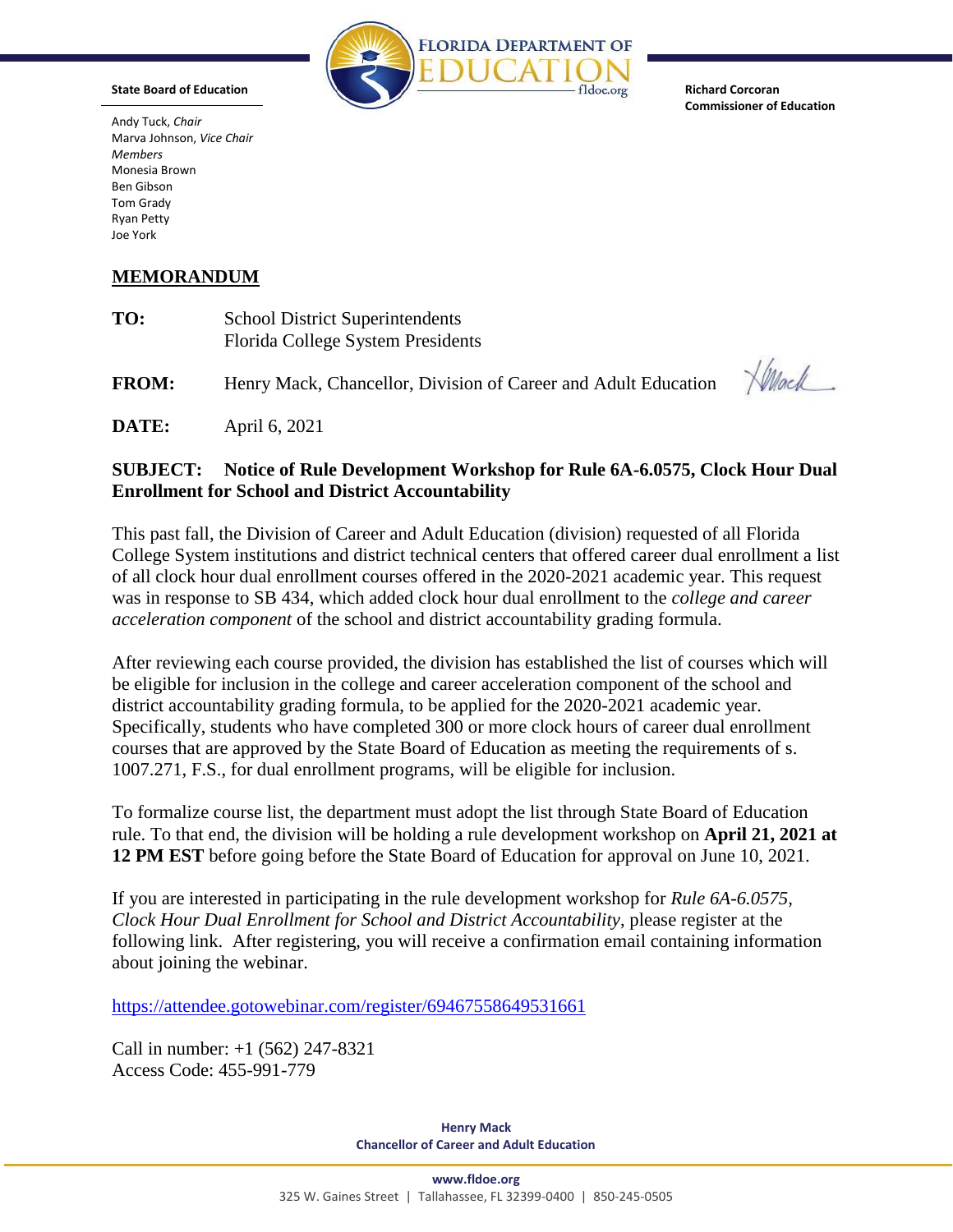**State Board of Education**

Andy Tuck, *Chair*
Marva Johnson, *Vice Chair*
*Members*
Monesia Brown
Ben Gibson
Tom Grady
Ryan Petty
Joe York

**Richard Corcoran**
**Commissioner of Education**

## MEMORANDUM

**TO:** School District Superintendents
Florida College System Presidents

**FROM:** Henry Mack, Chancellor, Division of Career and Adult Education

**DATE:** April 6, 2021

**SUBJECT: Notice of Rule Development Workshop for Rule 6A-6.0575, Clock Hour Dual Enrollment for School and District Accountability**

This past fall, the Division of Career and Adult Education (division) requested of all Florida College System institutions and district technical centers that offered career dual enrollment a list of all clock hour dual enrollment courses offered in the 2020-2021 academic year. This request was in response to SB 434, which added clock hour dual enrollment to the *college and career acceleration component* of the school and district accountability grading formula.

After reviewing each course provided, the division has established the list of courses which will be eligible for inclusion in the college and career acceleration component of the school and district accountability grading formula, to be applied for the 2020-2021 academic year. Specifically, students who have completed 300 or more clock hours of career dual enrollment courses that are approved by the State Board of Education as meeting the requirements of s. 1007.271, F.S., for dual enrollment programs, will be eligible for inclusion.

To formalize course list, the department must adopt the list through State Board of Education rule. To that end, the division will be holding a rule development workshop on **April 21, 2021 at 12 PM EST** before going before the State Board of Education for approval on June 10, 2021.

If you are interested in participating in the rule development workshop for *Rule 6A-6.0575, Clock Hour Dual Enrollment for School and District Accountability*, please register at the following link. After registering, you will receive a confirmation email containing information about joining the webinar.

https://attendee.gotowebinar.com/register/69467558649531661

Call in number: +1 (562) 247-8321
Access Code: 455-991-779

**Henry Mack**
**Chancellor of Career and Adult Education**

**www.fldoe.org**
325 W. Gaines Street | Tallahassee, FL 32399-0400 | 850-245-0505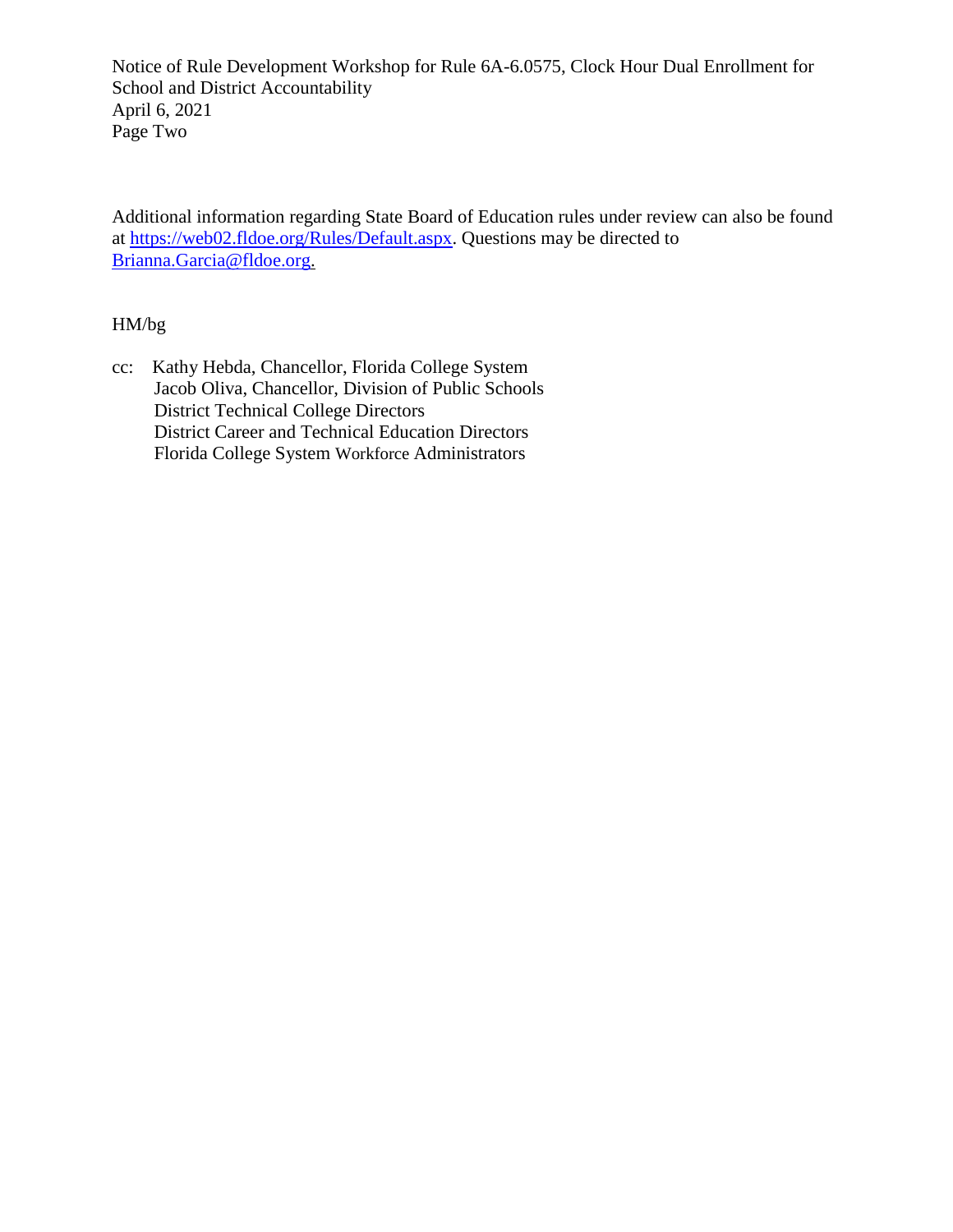Additional information regarding State Board of Education rules under review can also be found at https://web02.fldoe.org/Rules/Default.aspx. Questions may be directed to Brianna.Garcia@fldoe.org.

HM/bg

cc: Kathy Hebda, Chancellor, Florida College System
Jacob Oliva, Chancellor, Division of Public Schools
District Technical College Directors
District Career and Technical Education Directors
Florida College System Workforce Administrators